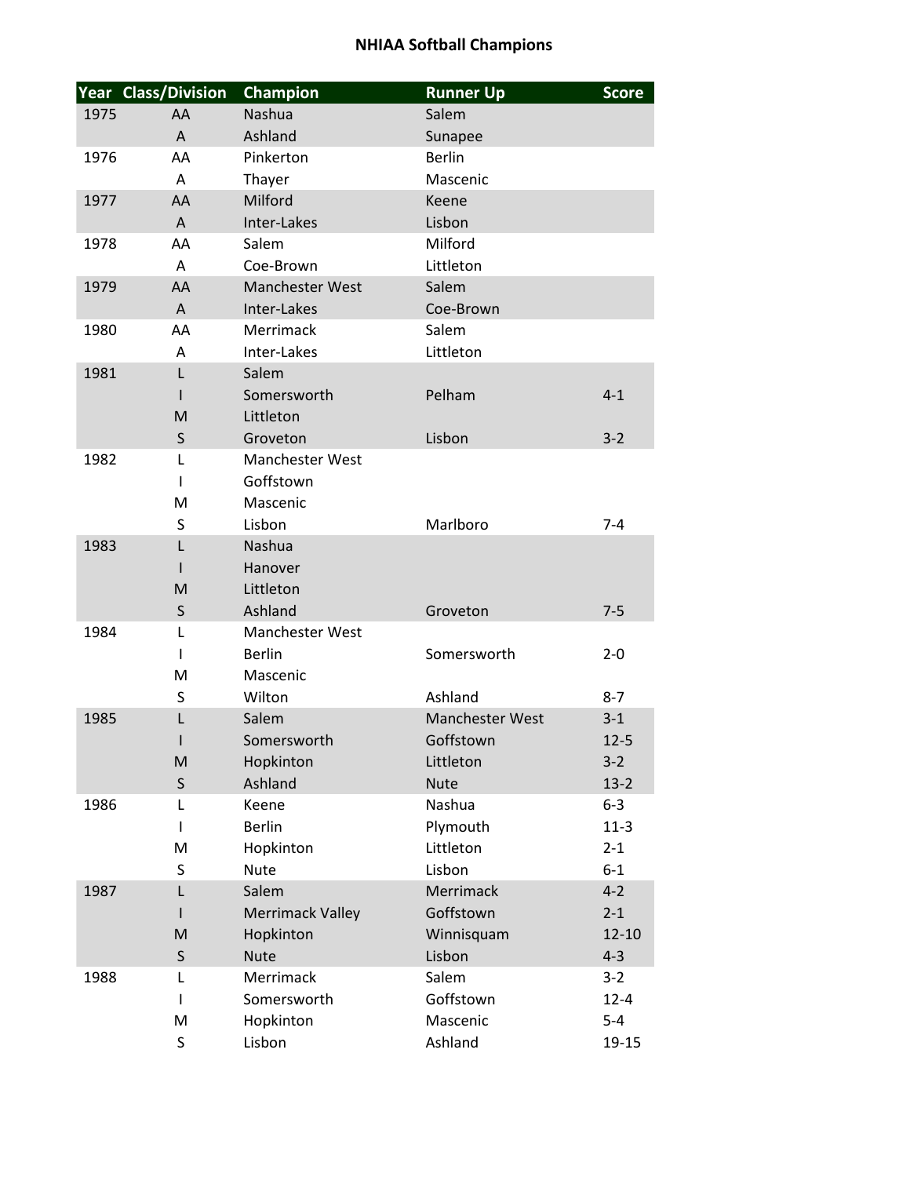# NHIAA Softball Champions

| Year | Class/Division | Champion | Runner Up | Score |
|---|---|---|---|---|
| 1975 | AA | Nashua | Salem | |
| | A | Ashland | Sunapee | |
| 1976 | AA | Pinkerton | Berlin | |
| | A | Thayer | Mascenic | |
| 1977 | AA | Milford | Keene | |
| | A | Inter-Lakes | Lisbon | |
| 1978 | AA | Salem | Milford | |
| | A | Coe-Brown | Littleton | |
| 1979 | AA | Manchester West | Salem | |
| | A | Inter-Lakes | Coe-Brown | |
| 1980 | AA | Merrimack | Salem | |
| | A | Inter-Lakes | Littleton | |
| 1981 | L | Salem | | |
| | I | Somersworth | Pelham | 4-1 |
| | M | Littleton | | |
| | S | Groveton | Lisbon | 3-2 |
| 1982 | L | Manchester West | | |
| | I | Goffstown | | |
| | M | Mascenic | | |
| | S | Lisbon | Marlboro | 7-4 |
| 1983 | L | Nashua | | |
| | I | Hanover | | |
| | M | Littleton | | |
| | S | Ashland | Groveton | 7-5 |
| 1984 | L | Manchester West | | |
| | I | Berlin | Somersworth | 2-0 |
| | M | Mascenic | | |
| | S | Wilton | Ashland | 8-7 |
| 1985 | L | Salem | Manchester West | 3-1 |
| | I | Somersworth | Goffstown | 12-5 |
| | M | Hopkinton | Littleton | 3-2 |
| | S | Ashland | Nute | 13-2 |
| 1986 | L | Keene | Nashua | 6-3 |
| | I | Berlin | Plymouth | 11-3 |
| | M | Hopkinton | Littleton | 2-1 |
| | S | Nute | Lisbon | 6-1 |
| 1987 | L | Salem | Merrimack | 4-2 |
| | I | Merrimack Valley | Goffstown | 2-1 |
| | M | Hopkinton | Winnisquam | 12-10 |
| | S | Nute | Lisbon | 4-3 |
| 1988 | L | Merrimack | Salem | 3-2 |
| | I | Somersworth | Goffstown | 12-4 |
| | M | Hopkinton | Mascenic | 5-4 |
| | S | Lisbon | Ashland | 19-15 |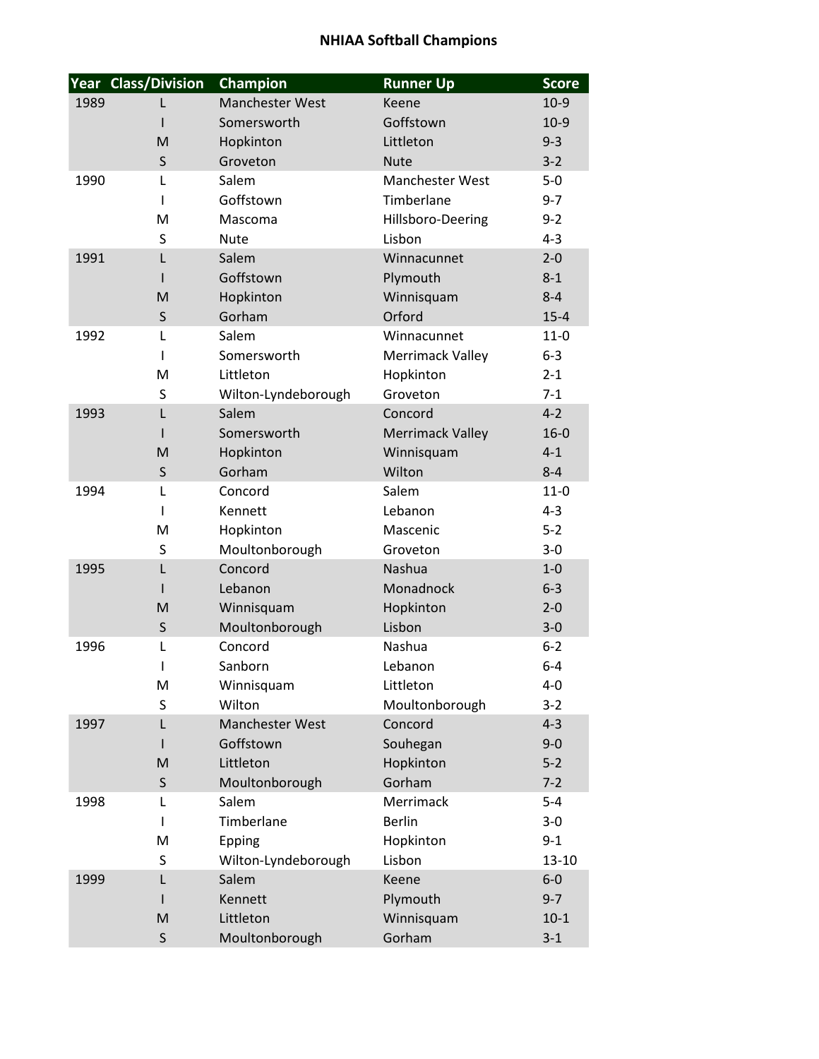# NHIAA Softball Champions

| Year | Class/Division | Champion | Runner Up | Score |
|---|---|---|---|---|
| 1989 | L | Manchester West | Keene | 10-9 |
| | I | Somersworth | Goffstown | 10-9 |
| | M | Hopkinton | Littleton | 9-3 |
| | S | Groveton | Nute | 3-2 |
| 1990 | L | Salem | Manchester West | 5-0 |
| | I | Goffstown | Timberlane | 9-7 |
| | M | Mascoma | Hillsboro-Deering | 9-2 |
| | S | Nute | Lisbon | 4-3 |
| 1991 | L | Salem | Winnacunnet | 2-0 |
| | I | Goffstown | Plymouth | 8-1 |
| | M | Hopkinton | Winnisquam | 8-4 |
| | S | Gorham | Orford | 15-4 |
| 1992 | L | Salem | Winnacunnet | 11-0 |
| | I | Somersworth | Merrimack Valley | 6-3 |
| | M | Littleton | Hopkinton | 2-1 |
| | S | Wilton-Lyndeborough | Groveton | 7-1 |
| 1993 | L | Salem | Concord | 4-2 |
| | I | Somersworth | Merrimack Valley | 16-0 |
| | M | Hopkinton | Winnisquam | 4-1 |
| | S | Gorham | Wilton | 8-4 |
| 1994 | L | Concord | Salem | 11-0 |
| | I | Kennett | Lebanon | 4-3 |
| | M | Hopkinton | Mascenic | 5-2 |
| | S | Moultonborough | Groveton | 3-0 |
| 1995 | L | Concord | Nashua | 1-0 |
| | I | Lebanon | Monadnock | 6-3 |
| | M | Winnisquam | Hopkinton | 2-0 |
| | S | Moultonborough | Lisbon | 3-0 |
| 1996 | L | Concord | Nashua | 6-2 |
| | I | Sanborn | Lebanon | 6-4 |
| | M | Winnisquam | Littleton | 4-0 |
| | S | Wilton | Moultonborough | 3-2 |
| 1997 | L | Manchester West | Concord | 4-3 |
| | I | Goffstown | Souhegan | 9-0 |
| | M | Littleton | Hopkinton | 5-2 |
| | S | Moultonborough | Gorham | 7-2 |
| 1998 | L | Salem | Merrimack | 5-4 |
| | I | Timberlane | Berlin | 3-0 |
| | M | Epping | Hopkinton | 9-1 |
| | S | Wilton-Lyndeborough | Lisbon | 13-10 |
| 1999 | L | Salem | Keene | 6-0 |
| | I | Kennett | Plymouth | 9-7 |
| | M | Littleton | Winnisquam | 10-1 |
| | S | Moultonborough | Gorham | 3-1 |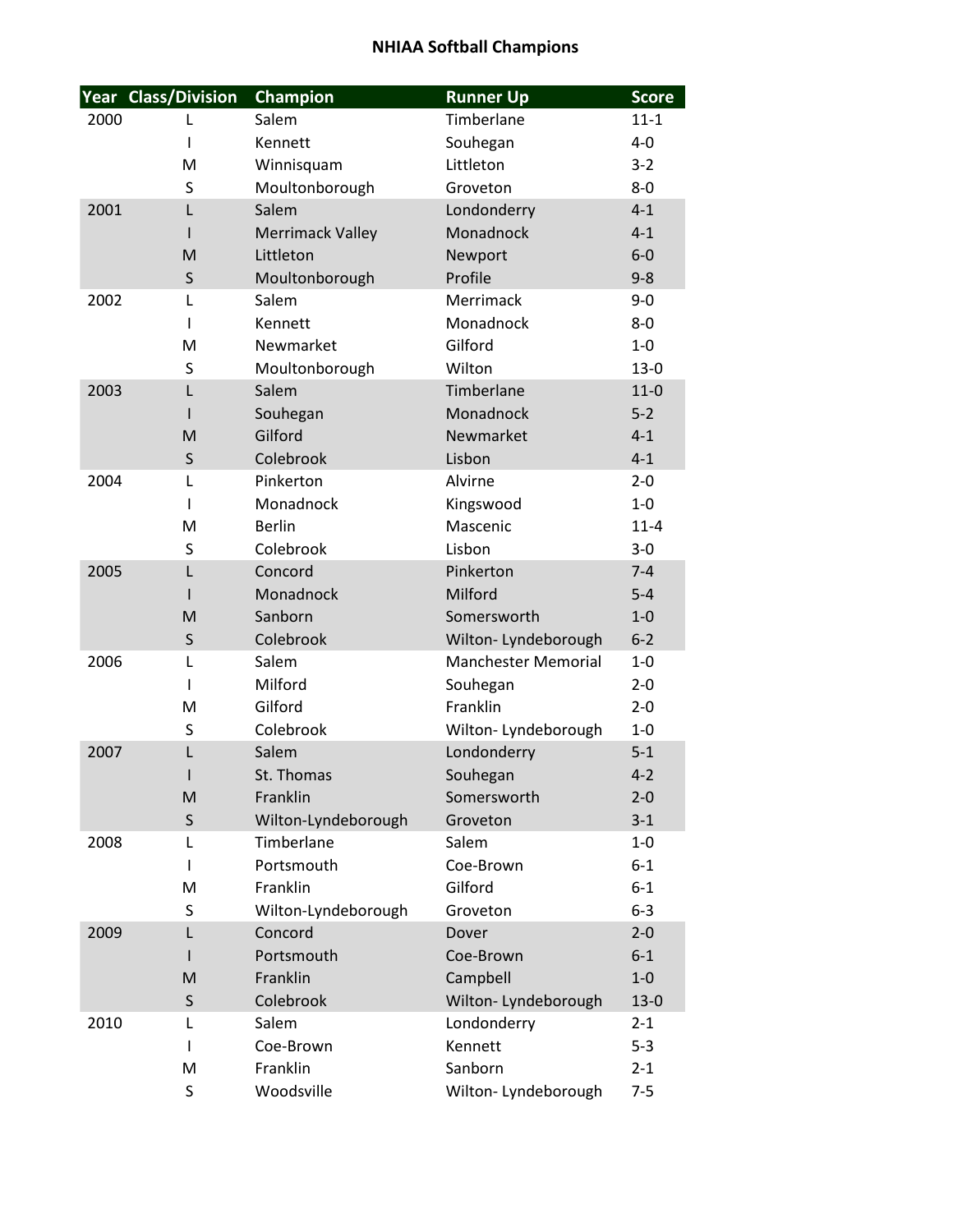# NHIAA Softball Champions

| Year | Class/Division | Champion | Runner Up | Score |
|---|---|---|---|---|
| 2000 | L | Salem | Timberlane | 11-1 |
| | I | Kennett | Souhegan | 4-0 |
| | M | Winnisquam | Littleton | 3-2 |
| | S | Moultonborough | Groveton | 8-0 |
| 2001 | L | Salem | Londonderry | 4-1 |
| | I | Merrimack Valley | Monadnock | 4-1 |
| | M | Littleton | Newport | 6-0 |
| | S | Moultonborough | Profile | 9-8 |
| 2002 | L | Salem | Merrimack | 9-0 |
| | I | Kennett | Monadnock | 8-0 |
| | M | Newmarket | Gilford | 1-0 |
| | S | Moultonborough | Wilton | 13-0 |
| 2003 | L | Salem | Timberlane | 11-0 |
| | I | Souhegan | Monadnock | 5-2 |
| | M | Gilford | Newmarket | 4-1 |
| | S | Colebrook | Lisbon | 4-1 |
| 2004 | L | Pinkerton | Alvirne | 2-0 |
| | I | Monadnock | Kingswood | 1-0 |
| | M | Berlin | Mascenic | 11-4 |
| | S | Colebrook | Lisbon | 3-0 |
| 2005 | L | Concord | Pinkerton | 7-4 |
| | I | Monadnock | Milford | 5-4 |
| | M | Sanborn | Somersworth | 1-0 |
| | S | Colebrook | Wilton- Lyndeborough | 6-2 |
| 2006 | L | Salem | Manchester Memorial | 1-0 |
| | I | Milford | Souhegan | 2-0 |
| | M | Gilford | Franklin | 2-0 |
| | S | Colebrook | Wilton- Lyndeborough | 1-0 |
| 2007 | L | Salem | Londonderry | 5-1 |
| | I | St. Thomas | Souhegan | 4-2 |
| | M | Franklin | Somersworth | 2-0 |
| | S | Wilton-Lyndeborough | Groveton | 3-1 |
| 2008 | L | Timberlane | Salem | 1-0 |
| | I | Portsmouth | Coe-Brown | 6-1 |
| | M | Franklin | Gilford | 6-1 |
| | S | Wilton-Lyndeborough | Groveton | 6-3 |
| 2009 | L | Concord | Dover | 2-0 |
| | I | Portsmouth | Coe-Brown | 6-1 |
| | M | Franklin | Campbell | 1-0 |
| | S | Colebrook | Wilton- Lyndeborough | 13-0 |
| 2010 | L | Salem | Londonderry | 2-1 |
| | I | Coe-Brown | Kennett | 5-3 |
| | M | Franklin | Sanborn | 2-1 |
| | S | Woodsville | Wilton- Lyndeborough | 7-5 |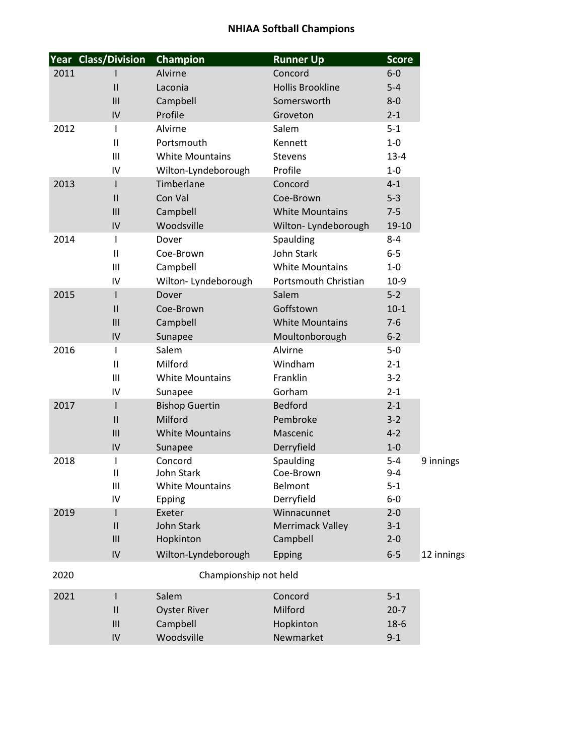# NHIAA Softball Champions

| Year | Class/Division | Champion | Runner Up | Score | |
|---|---|---|---|---|---|
| 2011 | I | Alvirne | Concord | 6-0 | |
| | II | Laconia | Hollis Brookline | 5-4 | |
| | III | Campbell | Somersworth | 8-0 | |
| | IV | Profile | Groveton | 2-1 | |
| 2012 | I | Alvirne | Salem | 5-1 | |
| | II | Portsmouth | Kennett | 1-0 | |
| | III | White Mountains | Stevens | 13-4 | |
| | IV | Wilton-Lyndeborough | Profile | 1-0 | |
| 2013 | I | Timberlane | Concord | 4-1 | |
| | II | Con Val | Coe-Brown | 5-3 | |
| | III | Campbell | White Mountains | 7-5 | |
| | IV | Woodsville | Wilton- Lyndeborough | 19-10 | |
| 2014 | I | Dover | Spaulding | 8-4 | |
| | II | Coe-Brown | John Stark | 6-5 | |
| | III | Campbell | White Mountains | 1-0 | |
| | IV | Wilton- Lyndeborough | Portsmouth Christian | 10-9 | |
| 2015 | I | Dover | Salem | 5-2 | |
| | II | Coe-Brown | Goffstown | 10-1 | |
| | III | Campbell | White Mountains | 7-6 | |
| | IV | Sunapee | Moultonborough | 6-2 | |
| 2016 | I | Salem | Alvirne | 5-0 | |
| | II | Milford | Windham | 2-1 | |
| | III | White Mountains | Franklin | 3-2 | |
| | IV | Sunapee | Gorham | 2-1 | |
| 2017 | I | Bishop Guertin | Bedford | 2-1 | |
| | II | Milford | Pembroke | 3-2 | |
| | III | White Mountains | Mascenic | 4-2 | |
| | IV | Sunapee | Derryfield | 1-0 | |
| 2018 | I | Concord | Spaulding | 5-4 | 9 innings |
| | II | John Stark | Coe-Brown | 9-4 | |
| | III | White Mountains | Belmont | 5-1 | |
| | IV | Epping | Derryfield | 6-0 | |
| 2019 | I | Exeter | Winnacunnet | 2-0 | |
| | II | John Stark | Merrimack Valley | 3-1 | |
| | III | Hopkinton | Campbell | 2-0 | |
| | IV | Wilton-Lyndeborough | Epping | 6-5 | 12 innings |
| 2020 | | Championship not held | | | |
| 2021 | I | Salem | Concord | 5-1 | |
| | II | Oyster River | Milford | 20-7 | |
| | III | Campbell | Hopkinton | 18-6 | |
| | IV | Woodsville | Newmarket | 9-1 | |